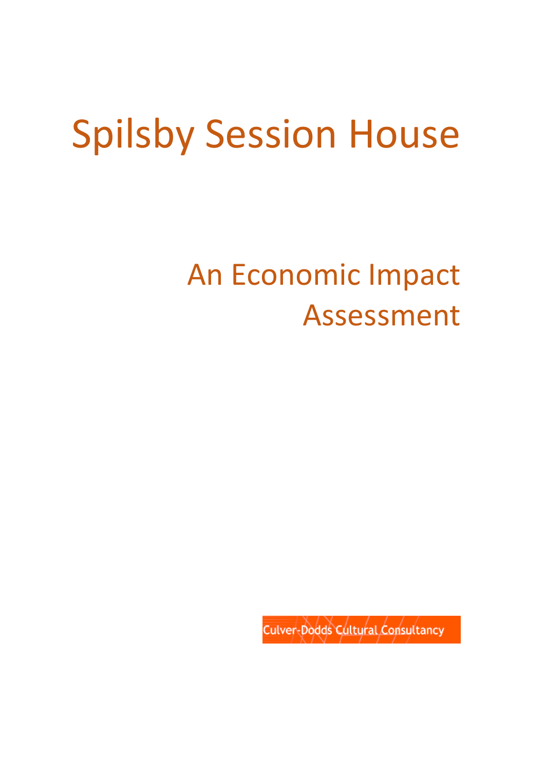# Spilsby Session House

## An Economic Impact Assessment

Culver-Dodds Cultural Consultancy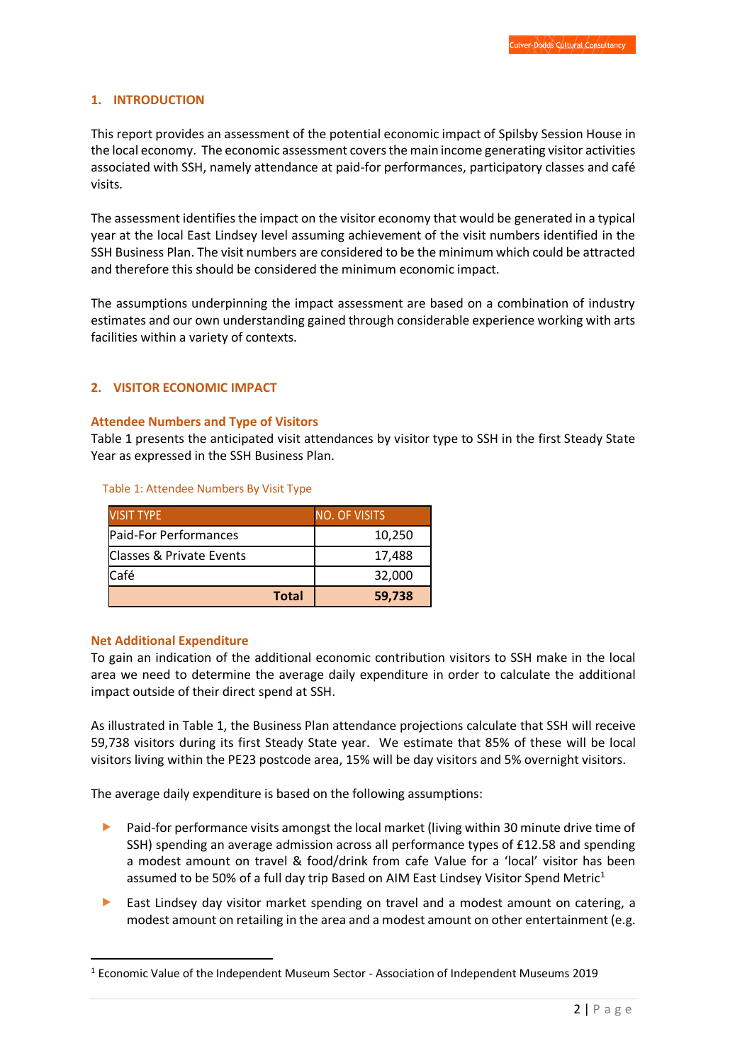## 1. INTRODUCTION

This report provides an assessment of the potential economic impact of Spilsby Session House in the local economy. The economic assessment covers the main income generating visitor activities associated with SSH, namely attendance at paid-for performances, participatory classes and café visits.

The assessment identifies the impact on the visitor economy that would be generated in a typical year at the local East Lindsey level assuming achievement of the visit numbers identified in the SSH Business Plan. The visit numbers are considered to be the minimum which could be attracted and therefore this should be considered the minimum economic impact.

The assumptions underpinning the impact assessment are based on a combination of industry estimates and our own understanding gained through considerable experience working with arts facilities within a variety of contexts.

## 2. VISITOR ECONOMIC IMPACT

### Attendee Numbers and Type of Visitors

Table 1 presents the anticipated visit attendances by visitor type to SSH in the first Steady State Year as expressed in the SSH Business Plan.

Table 1: Attendee Numbers By Visit Type

| VISIT TYPE | NO. OF VISITS |
|---|---|
| Paid-For Performances | 10,250 |
| Classes & Private Events | 17,488 |
| Café | 32,000 |
| **Total** | **59,738** |

### Net Additional Expenditure

To gain an indication of the additional economic contribution visitors to SSH make in the local area we need to determine the average daily expenditure in order to calculate the additional impact outside of their direct spend at SSH.

As illustrated in Table 1, the Business Plan attendance projections calculate that SSH will receive 59,738 visitors during its first Steady State year. We estimate that 85% of these will be local visitors living within the PE23 postcode area, 15% will be day visitors and 5% overnight visitors.

The average daily expenditure is based on the following assumptions:

- Paid-for performance visits amongst the local market (living within 30 minute drive time of SSH) spending an average admission across all performance types of £12.58 and spending a modest amount on travel & food/drink from cafe Value for a 'local' visitor has been assumed to be 50% of a full day trip Based on AIM East Lindsey Visitor Spend Metric[1]
- East Lindsey day visitor market spending on travel and a modest amount on catering, a modest amount on retailing in the area and a modest amount on other entertainment (e.g.

[1] Economic Value of the Independent Museum Sector - Association of Independent Museums 2019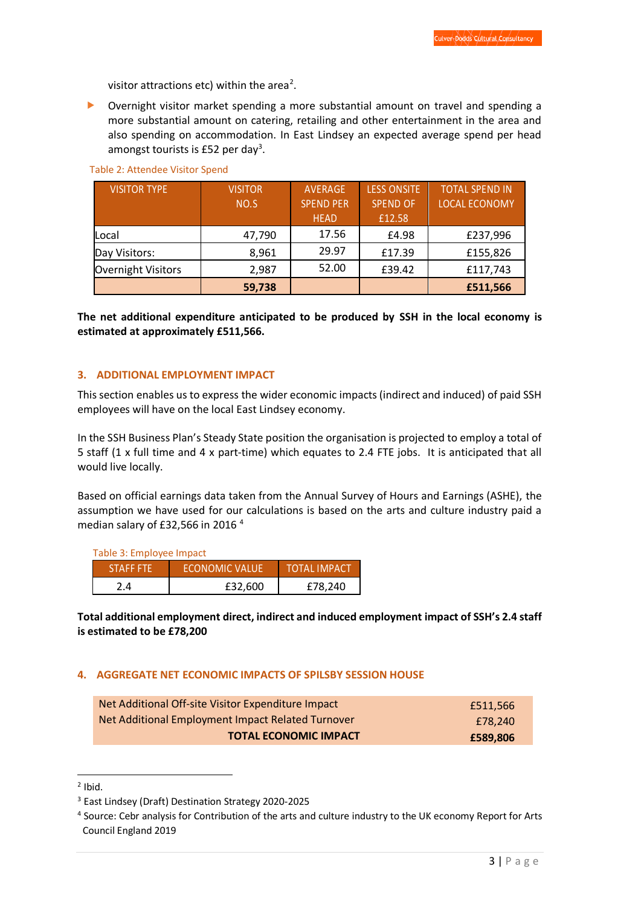visitor attractions etc) within the area[2].

- Overnight visitor market spending a more substantial amount on travel and spending a more substantial amount on catering, retailing and other entertainment in the area and also spending on accommodation. In East Lindsey an expected average spend per head amongst tourists is £52 per day[3].

Table 2: Attendee Visitor Spend

| VISITOR TYPE | VISITOR NO.S | AVERAGE SPEND PER HEAD | LESS ONSITE SPEND OF £12.58 | TOTAL SPEND IN LOCAL ECONOMY |
|---|---|---|---|---|
| Local | 47,790 | 17.56 | £4.98 | £237,996 |
| Day Visitors: | 8,961 | 29.97 | £17.39 | £155,826 |
| Overnight Visitors | 2,987 | 52.00 | £39.42 | £117,743 |
| | **59,738** | | | **£511,566** |

**The net additional expenditure anticipated to be produced by SSH in the local economy is estimated at approximately £511,566.**

## 3. ADDITIONAL EMPLOYMENT IMPACT

This section enables us to express the wider economic impacts (indirect and induced) of paid SSH employees will have on the local East Lindsey economy.

In the SSH Business Plan's Steady State position the organisation is projected to employ a total of 5 staff (1 x full time and 4 x part-time) which equates to 2.4 FTE jobs. It is anticipated that all would live locally.

Based on official earnings data taken from the Annual Survey of Hours and Earnings (ASHE), the assumption we have used for our calculations is based on the arts and culture industry paid a median salary of £32,566 in 2016 [4]

Table 3: Employee Impact

| STAFF FTE | ECONOMIC VALUE | TOTAL IMPACT |
|---|---|---|
| 2.4 | £32,600 | £78,240 |

**Total additional employment direct, indirect and induced employment impact of SSH's 2.4 staff is estimated to be £78,200**

## 4. AGGREGATE NET ECONOMIC IMPACTS OF SPILSBY SESSION HOUSE

| | |
|---|---|
| Net Additional Off-site Visitor Expenditure Impact | £511,566 |
| Net Additional Employment Impact Related Turnover | £78,240 |
| **TOTAL ECONOMIC IMPACT** | **£589,806** |

---

[2] Ibid.

[3] East Lindsey (Draft) Destination Strategy 2020-2025

[4] Source: Cebr analysis for Contribution of the arts and culture industry to the UK economy Report for Arts Council England 2019